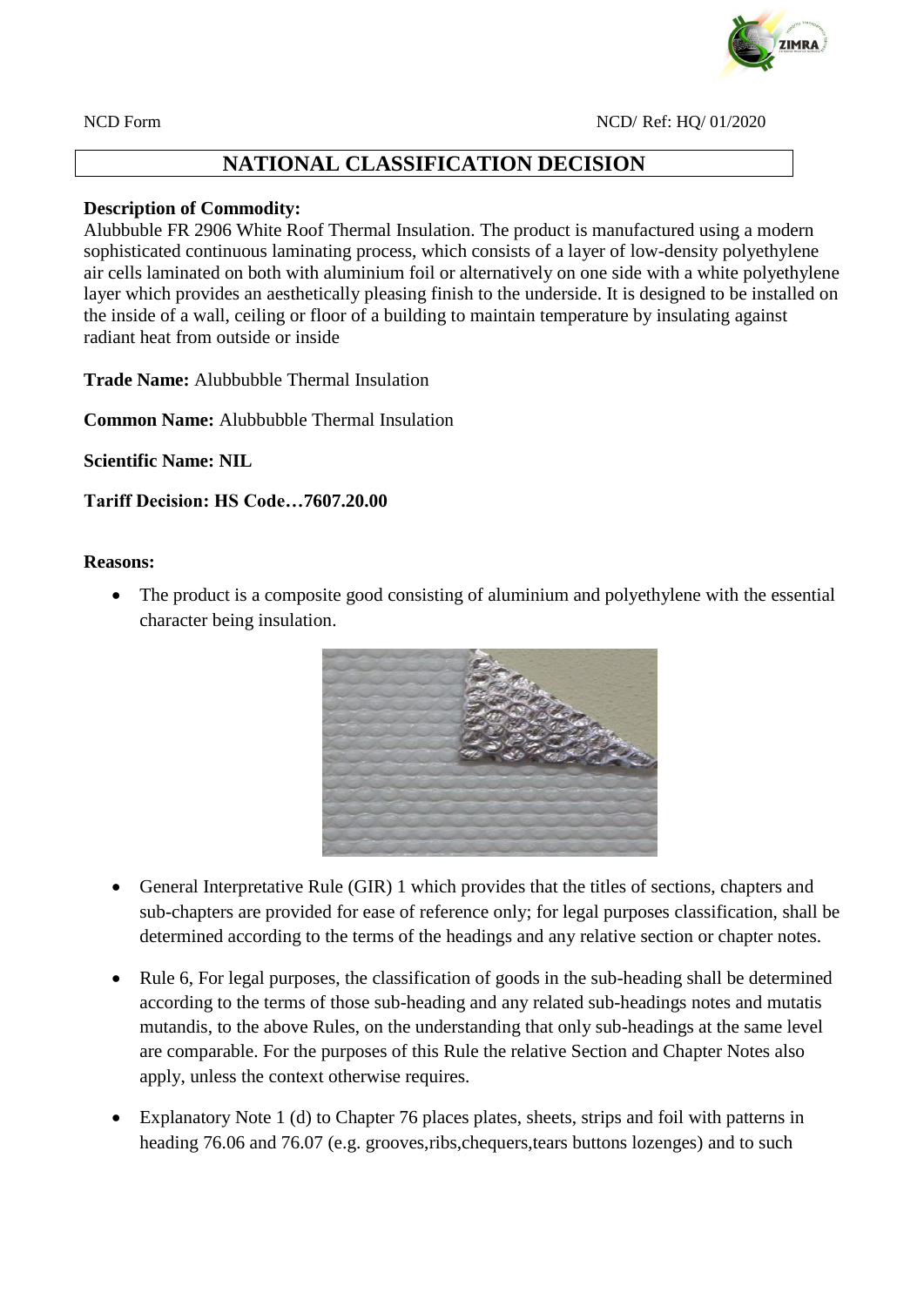NCD Form NCD/ Ref: HQ/ 01/2020

# NATIONAL CLASSIFICATION DECISION

**Description of Commodity:**
Alubbuble FR 2906 White Roof Thermal Insulation. The product is manufactured using a modern sophisticated continuous laminating process, which consists of a layer of low-density polyethylene air cells laminated on both with aluminium foil or alternatively on one side with a white polyethylene layer which provides an aesthetically pleasing finish to the underside. It is designed to be installed on the inside of a wall, ceiling or floor of a building to maintain temperature by insulating against radiant heat from outside or inside

**Trade Name:** Alubbubble Thermal Insulation

**Common Name:** Alubbubble Thermal Insulation

**Scientific Name: NIL**

**Tariff Decision: HS Code…7607.20.00**

**Reasons:**

- The product is a composite good consisting of aluminium and polyethylene with the essential character being insulation.

- General Interpretative Rule (GIR) 1 which provides that the titles of sections, chapters and sub-chapters are provided for ease of reference only; for legal purposes classification, shall be determined according to the terms of the headings and any relative section or chapter notes.

- Rule 6, For legal purposes, the classification of goods in the sub-heading shall be determined according to the terms of those sub-heading and any related sub-headings notes and mutatis mutandis, to the above Rules, on the understanding that only sub-headings at the same level are comparable. For the purposes of this Rule the relative Section and Chapter Notes also apply, unless the context otherwise requires.

- Explanatory Note 1 (d) to Chapter 76 places plates, sheets, strips and foil with patterns in heading 76.06 and 76.07 (e.g. grooves,ribs,chequers,tears buttons lozenges) and to such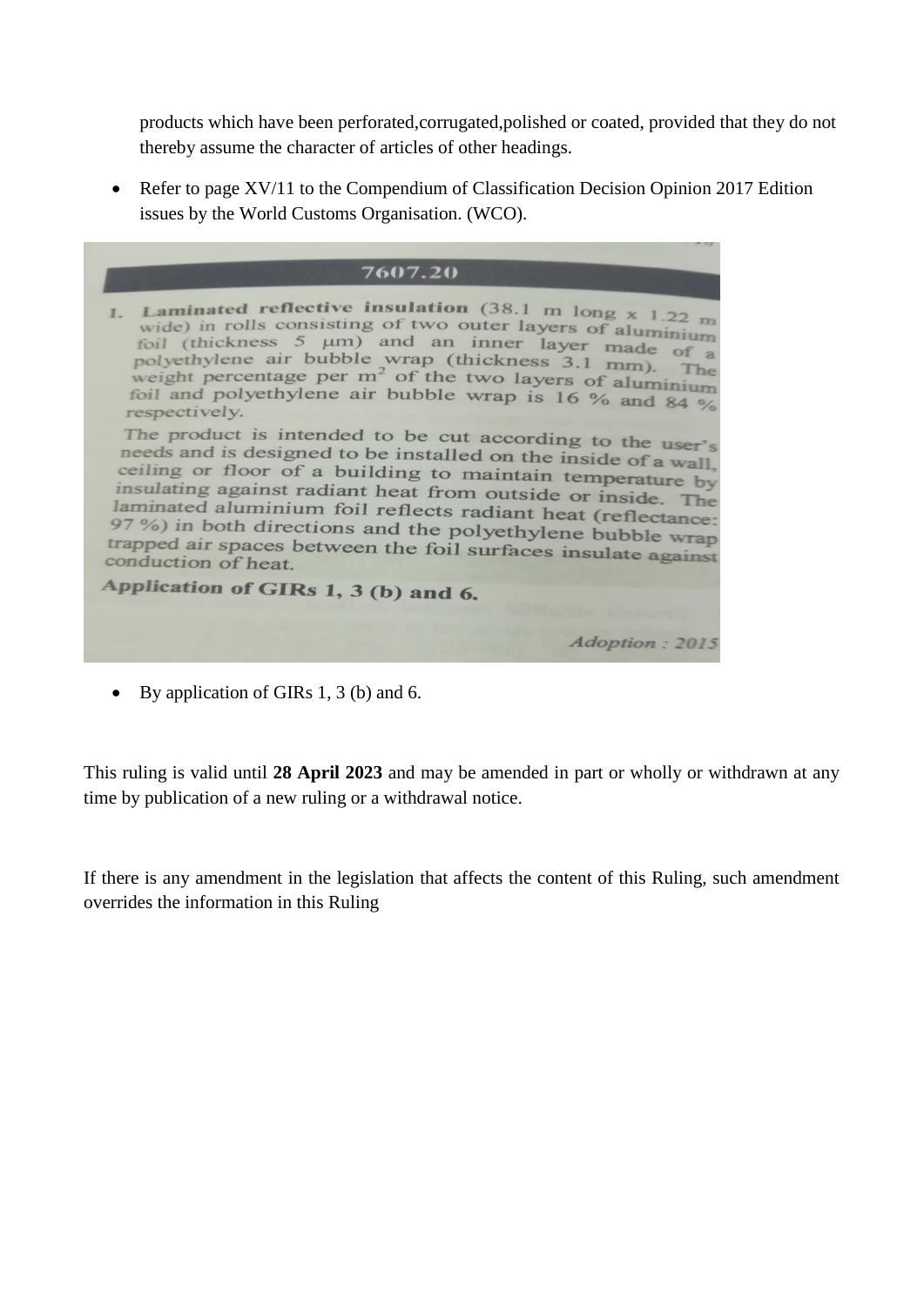products which have been perforated,corrugated,polished or coated, provided that they do not thereby assume the character of articles of other headings.

- Refer to page XV/11 to the Compendium of Classification Decision Opinion 2017 Edition issues by the World Customs Organisation. (WCO).

**7607.20**

1. **Laminated reflective insulation** (38.1 m long x 1.22 m wide) in rolls consisting of two outer layers of aluminium foil (thickness 5 μm) and an inner layer made of a polyethylene air bubble wrap (thickness 3.1 mm). The weight percentage per $m^2$ of the two layers of aluminium foil and polyethylene air bubble wrap is 16 % and 84 % respectively.

   The product is intended to be cut according to the user's needs and is designed to be installed on the inside of a wall, ceiling or floor of a building to maintain temperature by insulating against radiant heat from outside or inside. The laminated aluminium foil reflects radiant heat (reflectance: 97 %) in both directions and the polyethylene bubble wrap trapped air spaces between the foil surfaces insulate against conduction of heat.

   **Application of GIRs 1, 3 (b) and 6.**

   *Adoption : 2015*

- By application of GIRs 1, 3 (b) and 6.

This ruling is valid until **28 April 2023** and may be amended in part or wholly or withdrawn at any time by publication of a new ruling or a withdrawal notice.

If there is any amendment in the legislation that affects the content of this Ruling, such amendment overrides the information in this Ruling